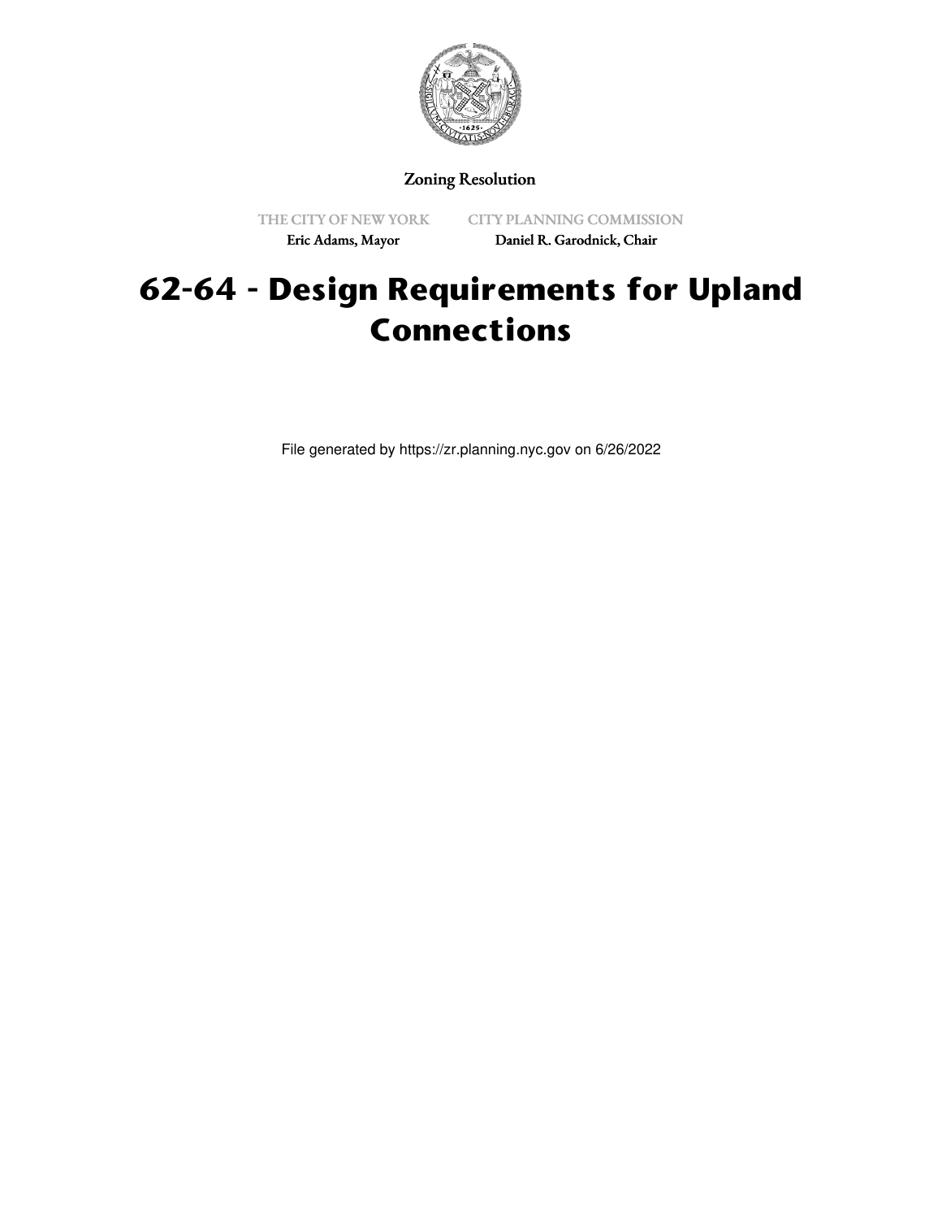Zoning Resolution

THE CITY OF NEW YORK

Eric Adams, Mayor

CITY PLANNING COMMISSION

Daniel R. Garodnick, Chair

# 62-64 - Design Requirements for Upland Connections

File generated by https://zr.planning.nyc.gov on 6/26/2022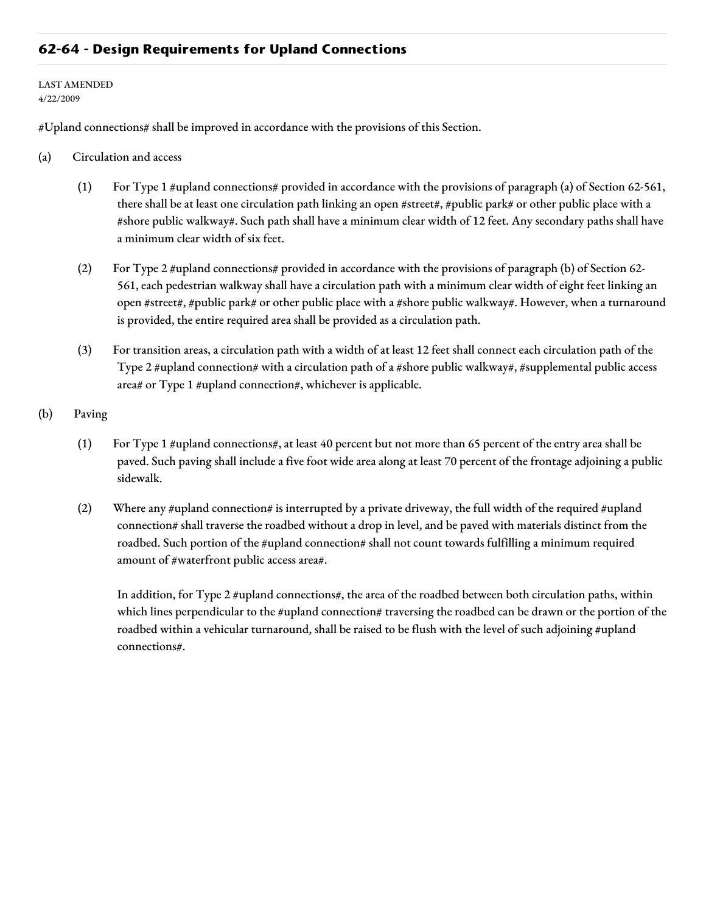## 62-64 - Design Requirements for Upland Connections

LAST AMENDED
4/22/2009

#Upland connections# shall be improved in accordance with the provisions of this Section.

(a) Circulation and access

(1) For Type 1 #upland connections# provided in accordance with the provisions of paragraph (a) of Section 62-561, there shall be at least one circulation path linking an open #street#, #public park# or other public place with a #shore public walkway#. Such path shall have a minimum clear width of 12 feet. Any secondary paths shall have a minimum clear width of six feet.

(2) For Type 2 #upland connections# provided in accordance with the provisions of paragraph (b) of Section 62-561, each pedestrian walkway shall have a circulation path with a minimum clear width of eight feet linking an open #street#, #public park# or other public place with a #shore public walkway#. However, when a turnaround is provided, the entire required area shall be provided as a circulation path.

(3) For transition areas, a circulation path with a width of at least 12 feet shall connect each circulation path of the Type 2 #upland connection# with a circulation path of a #shore public walkway#, #supplemental public access area# or Type 1 #upland connection#, whichever is applicable.

(b) Paving

(1) For Type 1 #upland connections#, at least 40 percent but not more than 65 percent of the entry area shall be paved. Such paving shall include a five foot wide area along at least 70 percent of the frontage adjoining a public sidewalk.

(2) Where any #upland connection# is interrupted by a private driveway, the full width of the required #upland connection# shall traverse the roadbed without a drop in level, and be paved with materials distinct from the roadbed. Such portion of the #upland connection# shall not count towards fulfilling a minimum required amount of #waterfront public access area#.

In addition, for Type 2 #upland connections#, the area of the roadbed between both circulation paths, within which lines perpendicular to the #upland connection# traversing the roadbed can be drawn or the portion of the roadbed within a vehicular turnaround, shall be raised to be flush with the level of such adjoining #upland connections#.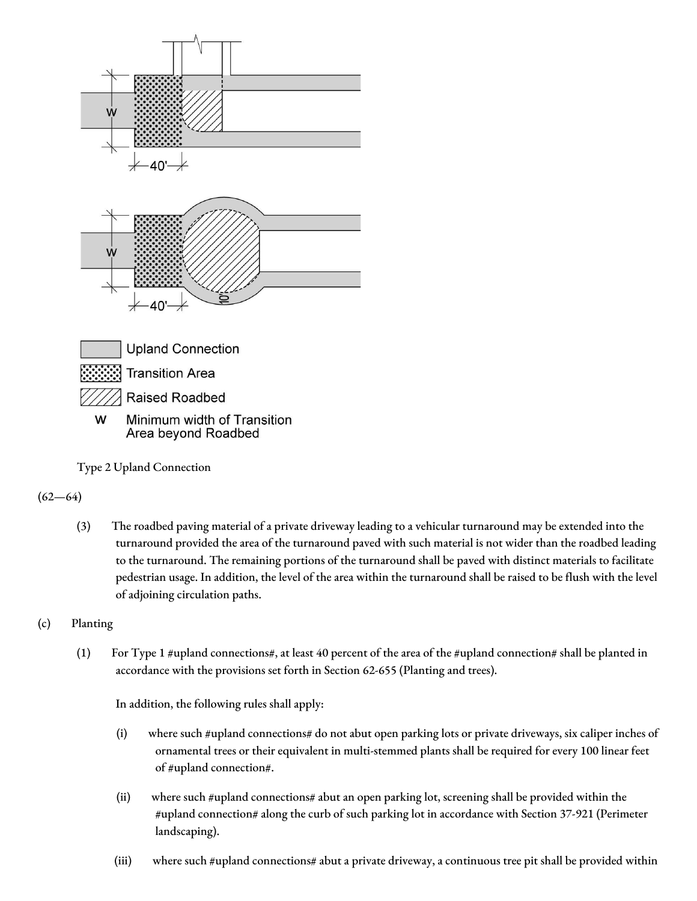Type 2 Upland Connection

(62—64)

(3) The roadbed paving material of a private driveway leading to a vehicular turnaround may be extended into the turnaround provided the area of the turnaround paved with such material is not wider than the roadbed leading to the turnaround. The remaining portions of the turnaround shall be paved with distinct materials to facilitate pedestrian usage. In addition, the level of the area within the turnaround shall be raised to be flush with the level of adjoining circulation paths.

(c) Planting

(1) For Type 1 #upland connections#, at least 40 percent of the area of the #upland connection# shall be planted in accordance with the provisions set forth in Section 62-655 (Planting and trees).

In addition, the following rules shall apply:

(i) where such #upland connections# do not abut open parking lots or private driveways, six caliper inches of ornamental trees or their equivalent in multi-stemmed plants shall be required for every 100 linear feet of #upland connection#.

(ii) where such #upland connections# abut an open parking lot, screening shall be provided within the #upland connection# along the curb of such parking lot in accordance with Section 37-921 (Perimeter landscaping).

(iii) where such #upland connections# abut a private driveway, a continuous tree pit shall be provided within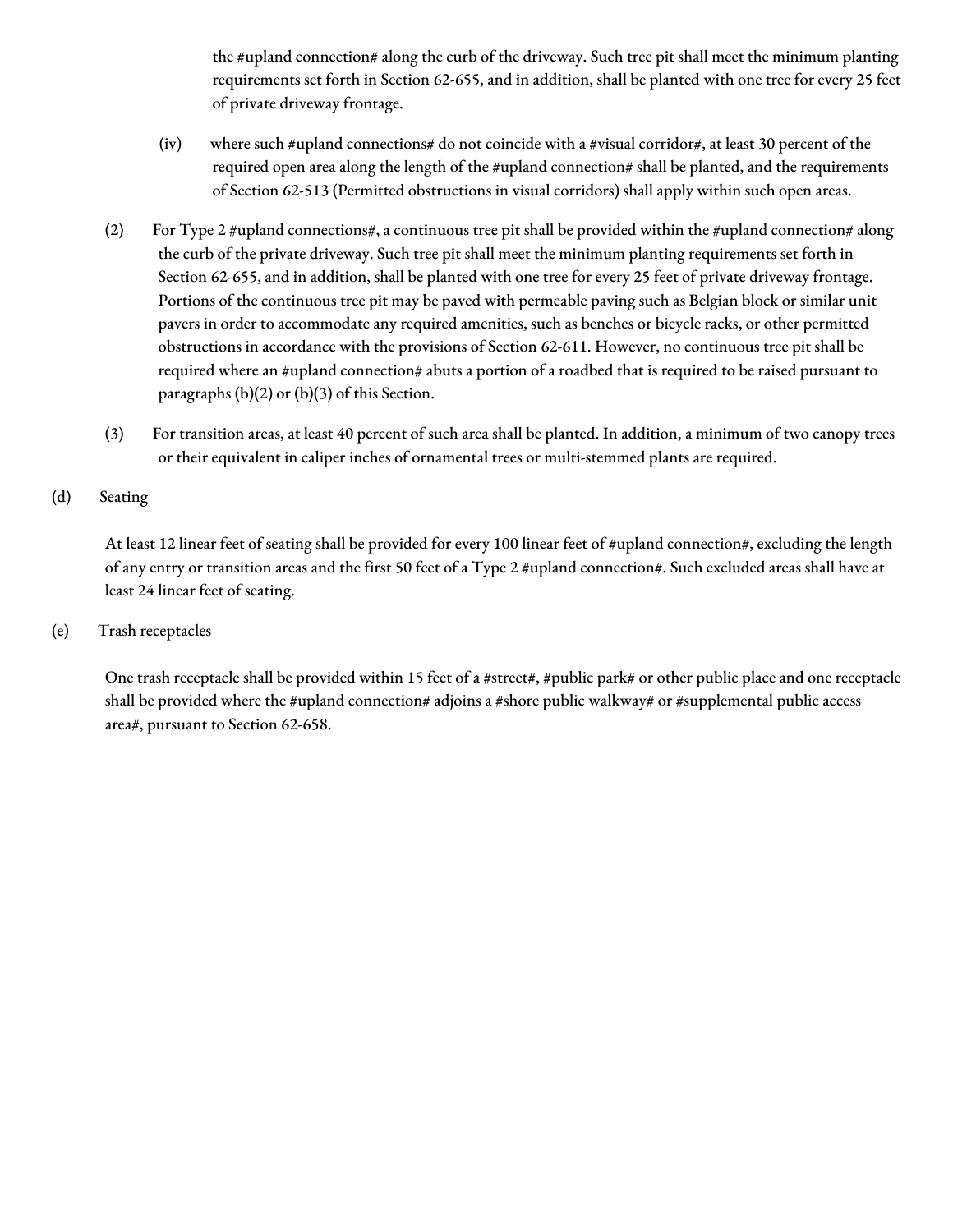the #upland connection# along the curb of the driveway. Such tree pit shall meet the minimum planting requirements set forth in Section 62-655, and in addition, shall be planted with one tree for every 25 feet of private driveway frontage.

(iv) where such #upland connections# do not coincide with a #visual corridor#, at least 30 percent of the required open area along the length of the #upland connection# shall be planted, and the requirements of Section 62-513 (Permitted obstructions in visual corridors) shall apply within such open areas.

(2) For Type 2 #upland connections#, a continuous tree pit shall be provided within the #upland connection# along the curb of the private driveway. Such tree pit shall meet the minimum planting requirements set forth in Section 62-655, and in addition, shall be planted with one tree for every 25 feet of private driveway frontage. Portions of the continuous tree pit may be paved with permeable paving such as Belgian block or similar unit pavers in order to accommodate any required amenities, such as benches or bicycle racks, or other permitted obstructions in accordance with the provisions of Section 62-611. However, no continuous tree pit shall be required where an #upland connection# abuts a portion of a roadbed that is required to be raised pursuant to paragraphs (b)(2) or (b)(3) of this Section.

(3) For transition areas, at least 40 percent of such area shall be planted. In addition, a minimum of two canopy trees or their equivalent in caliper inches of ornamental trees or multi-stemmed plants are required.

(d) Seating

At least 12 linear feet of seating shall be provided for every 100 linear feet of #upland connection#, excluding the length of any entry or transition areas and the first 50 feet of a Type 2 #upland connection#. Such excluded areas shall have at least 24 linear feet of seating.

(e) Trash receptacles

One trash receptacle shall be provided within 15 feet of a #street#, #public park# or other public place and one receptacle shall be provided where the #upland connection# adjoins a #shore public walkway# or #supplemental public access area#, pursuant to Section 62-658.